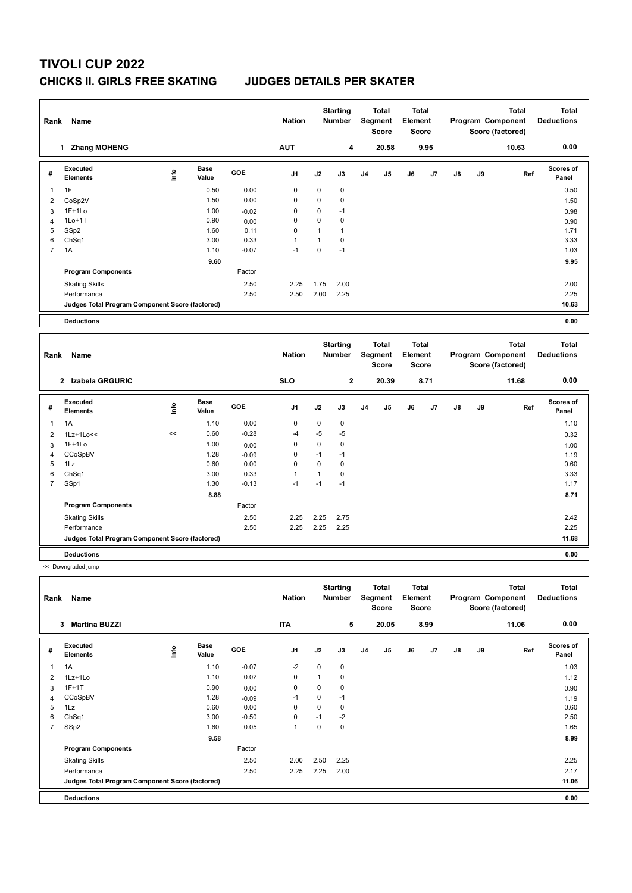# TIVOLI CUP 2022

## CHICKS II. GIRLS FREE SKATING JUDGES DETAILS PER SKATER

| Rank | Name | Nation | Starting Number | Total Segment Score | Total Element Score | Total Program Component Score (factored) | Total Deductions |
|---|---|---|---|---|---|---|---|
| 1 | Zhang MOHENG | AUT | 4 | 20.58 | 9.95 | 10.63 | 0.00 |

| # | Executed Elements | Info | Base Value | GOE | J1 | J2 | J3 | J4 | J5 | J6 | J7 | J8 | J9 | Ref | Scores of Panel |
|---|---|---|---|---|---|---|---|---|---|---|---|---|---|---|---|
| 1 | 1F | | 0.50 | 0.00 | 0 | 0 | 0 | | | | | | | | 0.50 |
| 2 | CoSp2V | | 1.50 | 0.00 | 0 | 0 | 0 | | | | | | | | 1.50 |
| 3 | 1F+1Lo | | 1.00 | -0.02 | 0 | 0 | -1 | | | | | | | | 0.98 |
| 4 | 1Lo+1T | | 0.90 | 0.00 | 0 | 0 | 0 | | | | | | | | 0.90 |
| 5 | SSp2 | | 1.60 | 0.11 | 0 | 1 | 1 | | | | | | | | 1.71 |
| 6 | ChSq1 | | 3.00 | 0.33 | 1 | 1 | 0 | | | | | | | | 3.33 |
| 7 | 1A | | 1.10 | -0.07 | -1 | 0 | -1 | | | | | | | | 1.03 |
| | | | 9.60 | | | | | | | | | | | | 9.95 |
| | **Program Components** | | | Factor | | | | | | | | | | | |
| | Skating Skills | | | 2.50 | 2.25 | 1.75 | 2.00 | | | | | | | | 2.00 |
| | Performance | | | 2.50 | 2.50 | 2.00 | 2.25 | | | | | | | | 2.25 |
| | **Judges Total Program Component Score (factored)** | | | | | | | | | | | | | | 10.63 |
| | **Deductions** | | | | | | | | | | | | | | 0.00 |

| Rank | Name | Nation | Starting Number | Total Segment Score | Total Element Score | Total Program Component Score (factored) | Total Deductions |
|---|---|---|---|---|---|---|---|
| 2 | Izabela GRGURIC | SLO | 2 | 20.39 | 8.71 | 11.68 | 0.00 |

| # | Executed Elements | Info | Base Value | GOE | J1 | J2 | J3 | J4 | J5 | J6 | J7 | J8 | J9 | Ref | Scores of Panel |
|---|---|---|---|---|---|---|---|---|---|---|---|---|---|---|---|
| 1 | 1A | | 1.10 | 0.00 | 0 | 0 | 0 | | | | | | | | 1.10 |
| 2 | 1Lz+1Lo<< | << | 0.60 | -0.28 | -4 | -5 | -5 | | | | | | | | 0.32 |
| 3 | 1F+1Lo | | 1.00 | 0.00 | 0 | 0 | 0 | | | | | | | | 1.00 |
| 4 | CCoSpBV | | 1.28 | -0.09 | 0 | -1 | -1 | | | | | | | | 1.19 |
| 5 | 1Lz | | 0.60 | 0.00 | 0 | 0 | 0 | | | | | | | | 0.60 |
| 6 | ChSq1 | | 3.00 | 0.33 | 1 | 1 | 0 | | | | | | | | 3.33 |
| 7 | SSp1 | | 1.30 | -0.13 | -1 | -1 | -1 | | | | | | | | 1.17 |
| | | | 8.88 | | | | | | | | | | | | 8.71 |
| | **Program Components** | | | Factor | | | | | | | | | | | |
| | Skating Skills | | | 2.50 | 2.25 | 2.25 | 2.75 | | | | | | | | 2.42 |
| | Performance | | | 2.50 | 2.25 | 2.25 | 2.25 | | | | | | | | 2.25 |
| | **Judges Total Program Component Score (factored)** | | | | | | | | | | | | | | 11.68 |
| | **Deductions** | | | | | | | | | | | | | | 0.00 |

<< Downgraded jump

| Rank | Name | Nation | Starting Number | Total Segment Score | Total Element Score | Total Program Component Score (factored) | Total Deductions |
|---|---|---|---|---|---|---|---|
| 3 | Martina BUZZI | ITA | 5 | 20.05 | 8.99 | 11.06 | 0.00 |

| # | Executed Elements | Info | Base Value | GOE | J1 | J2 | J3 | J4 | J5 | J6 | J7 | J8 | J9 | Ref | Scores of Panel |
|---|---|---|---|---|---|---|---|---|---|---|---|---|---|---|---|
| 1 | 1A | | 1.10 | -0.07 | -2 | 0 | 0 | | | | | | | | 1.03 |
| 2 | 1Lz+1Lo | | 1.10 | 0.02 | 0 | 1 | 0 | | | | | | | | 1.12 |
| 3 | 1F+1T | | 0.90 | 0.00 | 0 | 0 | 0 | | | | | | | | 0.90 |
| 4 | CCoSpBV | | 1.28 | -0.09 | -1 | 0 | -1 | | | | | | | | 1.19 |
| 5 | 1Lz | | 0.60 | 0.00 | 0 | 0 | 0 | | | | | | | | 0.60 |
| 6 | ChSq1 | | 3.00 | -0.50 | 0 | -1 | -2 | | | | | | | | 2.50 |
| 7 | SSp2 | | 1.60 | 0.05 | 1 | 0 | 0 | | | | | | | | 1.65 |
| | | | 9.58 | | | | | | | | | | | | 8.99 |
| | **Program Components** | | | Factor | | | | | | | | | | | |
| | Skating Skills | | | 2.50 | 2.00 | 2.50 | 2.25 | | | | | | | | 2.25 |
| | Performance | | | 2.50 | 2.25 | 2.25 | 2.00 | | | | | | | | 2.17 |
| | **Judges Total Program Component Score (factored)** | | | | | | | | | | | | | | 11.06 |
| | **Deductions** | | | | | | | | | | | | | | 0.00 |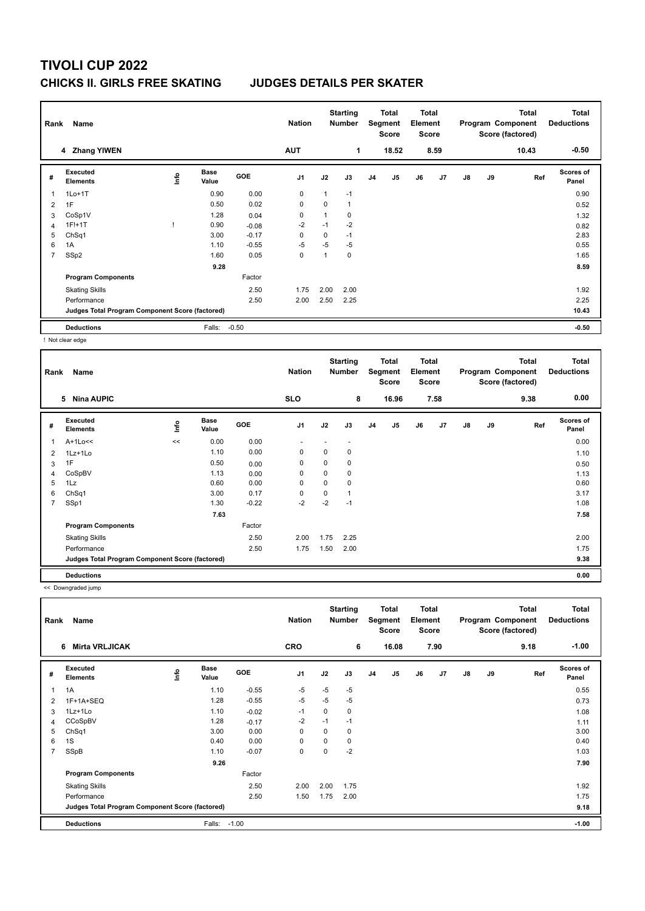# TIVOLI CUP 2022

## CHICKS II. GIRLS FREE SKATING JUDGES DETAILS PER SKATER

| Rank | Name | Nation | Starting Number | Total Segment Score | Total Element Score | Total Program Component Score (factored) | Total Deductions |
|---|---|---|---|---|---|---|---|
| 4 | Zhang YIWEN | AUT | 1 | 18.52 | 8.59 | 10.43 | -0.50 |

| # | Executed Elements | Info | Base Value | GOE | J1 | J2 | J3 | J4 | J5 | J6 | J7 | J8 | J9 | Ref | Scores of Panel |
|---|---|---|---|---|---|---|---|---|---|---|---|---|---|---|---|
| 1 | 1Lo+1T | | 0.90 | 0.00 | 0 | 1 | -1 | | | | | | | | 0.90 |
| 2 | 1F | | 0.50 | 0.02 | 0 | 0 | 1 | | | | | | | | 0.52 |
| 3 | CoSp1V | | 1.28 | 0.04 | 0 | 1 | 0 | | | | | | | | 1.32 |
| 4 | 1F!+1T | ! | 0.90 | -0.08 | -2 | -1 | -2 | | | | | | | | 0.82 |
| 5 | ChSq1 | | 3.00 | -0.17 | 0 | 0 | -1 | | | | | | | | 2.83 |
| 6 | 1A | | 1.10 | -0.55 | -5 | -5 | -5 | | | | | | | | 0.55 |
| 7 | SSp2 | | 1.60 | 0.05 | 0 | 1 | 0 | | | | | | | | 1.65 |
| | | | 9.28 | | | | | | | | | | | | 8.59 |
| | **Program Components** | | | Factor | | | | | | | | | | | |
| | Skating Skills | | | 2.50 | 1.75 | 2.00 | 2.00 | | | | | | | | 1.92 |
| | Performance | | | 2.50 | 2.00 | 2.50 | 2.25 | | | | | | | | 2.25 |
| | **Judges Total Program Component Score (factored)** | | | | | | | | | | | | | | 10.43 |
| | **Deductions** | | Falls: | -0.50 | | | | | | | | | | | -0.50 |

! Not clear edge

| Rank | Name | Nation | Starting Number | Total Segment Score | Total Element Score | Total Program Component Score (factored) | Total Deductions |
|---|---|---|---|---|---|---|---|
| 5 | Nina AUPIC | SLO | 8 | 16.96 | 7.58 | 9.38 | 0.00 |

| # | Executed Elements | Info | Base Value | GOE | J1 | J2 | J3 | J4 | J5 | J6 | J7 | J8 | J9 | Ref | Scores of Panel |
|---|---|---|---|---|---|---|---|---|---|---|---|---|---|---|---|
| 1 | A+1Lo<< | << | 0.00 | 0.00 | - | - | - | | | | | | | | 0.00 |
| 2 | 1Lz+1Lo | | 1.10 | 0.00 | 0 | 0 | 0 | | | | | | | | 1.10 |
| 3 | 1F | | 0.50 | 0.00 | 0 | 0 | 0 | | | | | | | | 0.50 |
| 4 | CoSpBV | | 1.13 | 0.00 | 0 | 0 | 0 | | | | | | | | 1.13 |
| 5 | 1Lz | | 0.60 | 0.00 | 0 | 0 | 0 | | | | | | | | 0.60 |
| 6 | ChSq1 | | 3.00 | 0.17 | 0 | 0 | 1 | | | | | | | | 3.17 |
| 7 | SSp1 | | 1.30 | -0.22 | -2 | -2 | -1 | | | | | | | | 1.08 |
| | | | 7.63 | | | | | | | | | | | | 7.58 |
| | **Program Components** | | | Factor | | | | | | | | | | | |
| | Skating Skills | | | 2.50 | 2.00 | 1.75 | 2.25 | | | | | | | | 2.00 |
| | Performance | | | 2.50 | 1.75 | 1.50 | 2.00 | | | | | | | | 1.75 |
| | **Judges Total Program Component Score (factored)** | | | | | | | | | | | | | | 9.38 |
| | **Deductions** | | | | | | | | | | | | | | 0.00 |

<< Downgraded jump

| Rank | Name | Nation | Starting Number | Total Segment Score | Total Element Score | Total Program Component Score (factored) | Total Deductions |
|---|---|---|---|---|---|---|---|
| 6 | Mirta VRLJICAK | CRO | 6 | 16.08 | 7.90 | 9.18 | -1.00 |

| # | Executed Elements | Info | Base Value | GOE | J1 | J2 | J3 | J4 | J5 | J6 | J7 | J8 | J9 | Ref | Scores of Panel |
|---|---|---|---|---|---|---|---|---|---|---|---|---|---|---|---|
| 1 | 1A | | 1.10 | -0.55 | -5 | -5 | -5 | | | | | | | | 0.55 |
| 2 | 1F+1A+SEQ | | 1.28 | -0.55 | -5 | -5 | -5 | | | | | | | | 0.73 |
| 3 | 1Lz+1Lo | | 1.10 | -0.02 | -1 | 0 | 0 | | | | | | | | 1.08 |
| 4 | CCoSpBV | | 1.28 | -0.17 | -2 | -1 | -1 | | | | | | | | 1.11 |
| 5 | ChSq1 | | 3.00 | 0.00 | 0 | 0 | 0 | | | | | | | | 3.00 |
| 6 | 1S | | 0.40 | 0.00 | 0 | 0 | 0 | | | | | | | | 0.40 |
| 7 | SSpB | | 1.10 | -0.07 | 0 | 0 | -2 | | | | | | | | 1.03 |
| | | | 9.26 | | | | | | | | | | | | 7.90 |
| | **Program Components** | | | Factor | | | | | | | | | | | |
| | Skating Skills | | | 2.50 | 2.00 | 2.00 | 1.75 | | | | | | | | 1.92 |
| | Performance | | | 2.50 | 1.50 | 1.75 | 2.00 | | | | | | | | 1.75 |
| | **Judges Total Program Component Score (factored)** | | | | | | | | | | | | | | 9.18 |
| | **Deductions** | | Falls: | -1.00 | | | | | | | | | | | -1.00 |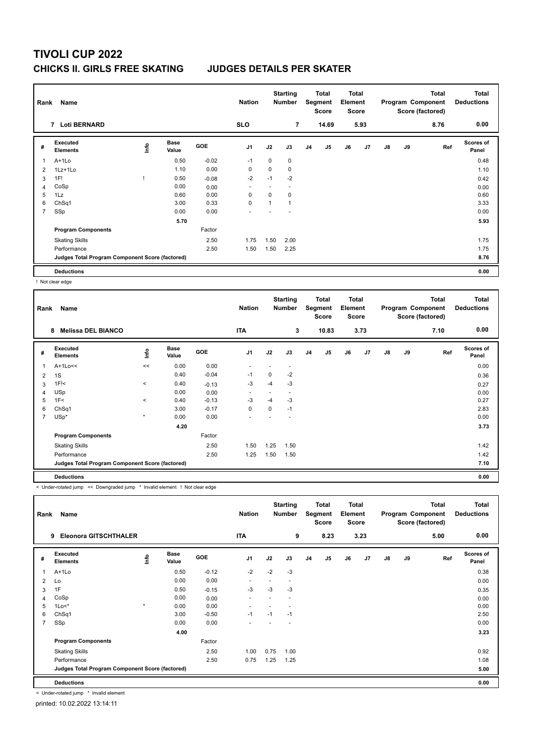# TIVOLI CUP 2022

## CHICKS II. GIRLS FREE SKATING JUDGES DETAILS PER SKATER

| Rank | Name | Nation | Starting Number | Total Segment Score | Total Element Score | Total Program Component Score (factored) | Total Deductions |
|---|---|---|---|---|---|---|---|
| 7 | Loti BERNARD | SLO | 7 | 14.69 | 5.93 | 8.76 | 0.00 |

| # | Executed Elements | Info | Base Value | GOE | J1 | J2 | J3 | J4 | J5 | J6 | J7 | J8 | J9 | Ref | Scores of Panel |
|---|---|---|---|---|---|---|---|---|---|---|---|---|---|---|---|
| 1 | A+1Lo | | 0.50 | -0.02 | -1 | 0 | 0 | | | | | | | | 0.48 |
| 2 | 1Lz+1Lo | | 1.10 | 0.00 | 0 | 0 | 0 | | | | | | | | 1.10 |
| 3 | 1F! | ! | 0.50 | -0.08 | -2 | -1 | -2 | | | | | | | | 0.42 |
| 4 | CoSp | | 0.00 | 0.00 | - | - | - | | | | | | | | 0.00 |
| 5 | 1Lz | | 0.60 | 0.00 | 0 | 0 | 0 | | | | | | | | 0.60 |
| 6 | ChSq1 | | 3.00 | 0.33 | 0 | 1 | 1 | | | | | | | | 3.33 |
| 7 | SSp | | 0.00 | 0.00 | - | - | - | | | | | | | | 0.00 |
| | | | 5.70 | | | | | | | | | | | | 5.93 |
| | Program Components | | | Factor | | | | | | | | | | | |
| | Skating Skills | | | 2.50 | 1.75 | 1.50 | 2.00 | | | | | | | | 1.75 |
| | Performance | | | 2.50 | 1.50 | 1.50 | 2.25 | | | | | | | | 1.75 |
| | Judges Total Program Component Score (factored) | | | | | | | | | | | | | | 8.76 |
| | Deductions | | | | | | | | | | | | | | 0.00 |

! Not clear edge

| Rank | Name | Nation | Starting Number | Total Segment Score | Total Element Score | Total Program Component Score (factored) | Total Deductions |
|---|---|---|---|---|---|---|---|
| 8 | Melissa DEL BIANCO | ITA | 3 | 10.83 | 3.73 | 7.10 | 0.00 |

| # | Executed Elements | Info | Base Value | GOE | J1 | J2 | J3 | J4 | J5 | J6 | J7 | J8 | J9 | Ref | Scores of Panel |
|---|---|---|---|---|---|---|---|---|---|---|---|---|---|---|---|
| 1 | A+1Lo<< | << | 0.00 | 0.00 | - | - | - | | | | | | | | 0.00 |
| 2 | 1S | | 0.40 | -0.04 | -1 | 0 | -2 | | | | | | | | 0.36 |
| 3 | 1F!< | < | 0.40 | -0.13 | -3 | -4 | -3 | | | | | | | | 0.27 |
| 4 | USp | | 0.00 | 0.00 | - | - | - | | | | | | | | 0.00 |
| 5 | 1F< | < | 0.40 | -0.13 | -3 | -4 | -3 | | | | | | | | 0.27 |
| 6 | ChSq1 | | 3.00 | -0.17 | 0 | 0 | -1 | | | | | | | | 2.83 |
| 7 | USp* | * | 0.00 | 0.00 | - | - | - | | | | | | | | 0.00 |
| | | | 4.20 | | | | | | | | | | | | 3.73 |
| | Program Components | | | Factor | | | | | | | | | | | |
| | Skating Skills | | | 2.50 | 1.50 | 1.25 | 1.50 | | | | | | | | 1.42 |
| | Performance | | | 2.50 | 1.25 | 1.50 | 1.50 | | | | | | | | 1.42 |
| | Judges Total Program Component Score (factored) | | | | | | | | | | | | | | 7.10 |
| | Deductions | | | | | | | | | | | | | | 0.00 |

< Under-rotated jump << Downgraded jump * Invalid element ! Not clear edge

| Rank | Name | Nation | Starting Number | Total Segment Score | Total Element Score | Total Program Component Score (factored) | Total Deductions |
|---|---|---|---|---|---|---|---|
| 9 | Eleonora GITSCHTHALER | ITA | 9 | 8.23 | 3.23 | 5.00 | 0.00 |

| # | Executed Elements | Info | Base Value | GOE | J1 | J2 | J3 | J4 | J5 | J6 | J7 | J8 | J9 | Ref | Scores of Panel |
|---|---|---|---|---|---|---|---|---|---|---|---|---|---|---|---|
| 1 | A+1Lo | | 0.50 | -0.12 | -2 | -2 | -3 | | | | | | | | 0.38 |
| 2 | Lo | | 0.00 | 0.00 | - | - | - | | | | | | | | 0.00 |
| 3 | 1F | | 0.50 | -0.15 | -3 | -3 | -3 | | | | | | | | 0.35 |
| 4 | CoSp | | 0.00 | 0.00 | - | - | - | | | | | | | | 0.00 |
| 5 | 1Lo<* | * | 0.00 | 0.00 | - | - | - | | | | | | | | 0.00 |
| 6 | ChSq1 | | 3.00 | -0.50 | -1 | -1 | -1 | | | | | | | | 2.50 |
| 7 | SSp | | 0.00 | 0.00 | - | - | - | | | | | | | | 0.00 |
| | | | 4.00 | | | | | | | | | | | | 3.23 |
| | Program Components | | | Factor | | | | | | | | | | | |
| | Skating Skills | | | 2.50 | 1.00 | 0.75 | 1.00 | | | | | | | | 0.92 |
| | Performance | | | 2.50 | 0.75 | 1.25 | 1.25 | | | | | | | | 1.08 |
| | Judges Total Program Component Score (factored) | | | | | | | | | | | | | | 5.00 |
| | Deductions | | | | | | | | | | | | | | 0.00 |

< Under-rotated jump * Invalid element

printed: 10.02.2022 13:14:11